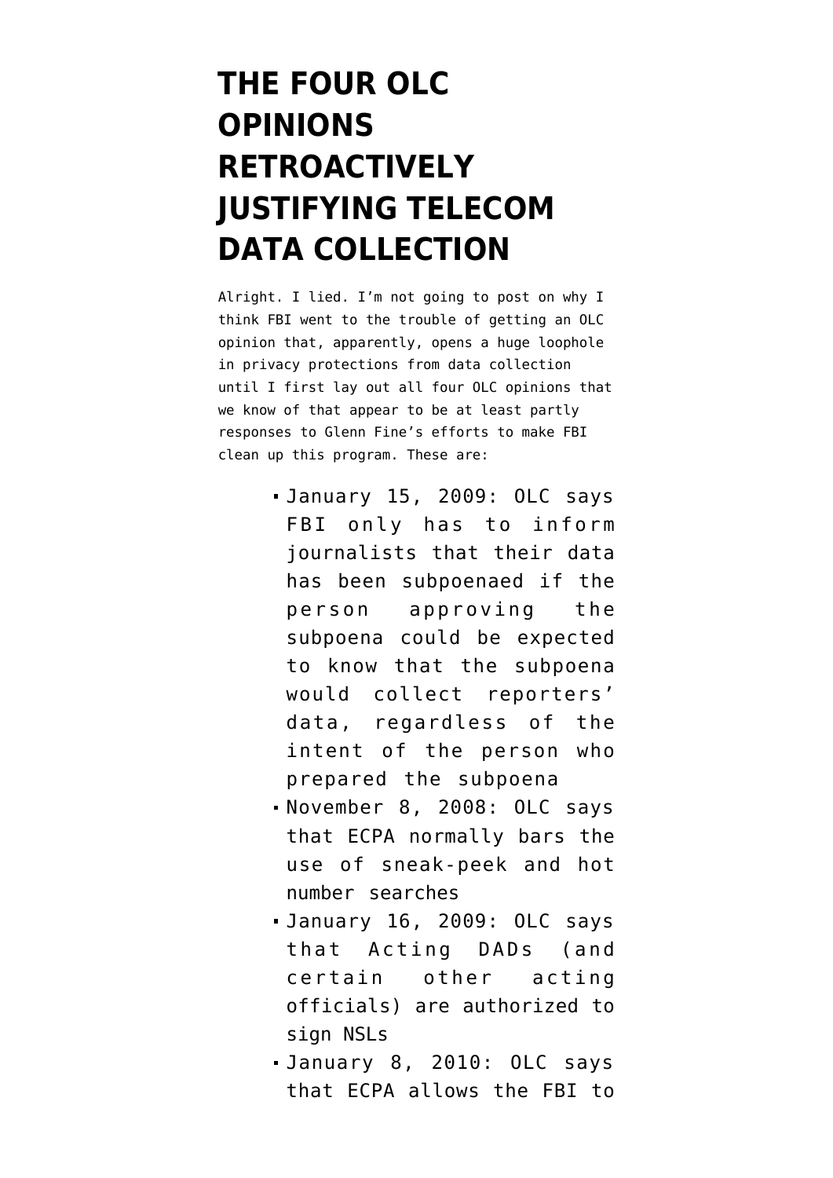# THE FOUR OLC OPINIONS RETROACTIVELY JUSTIFYING TELECOM DATA COLLECTION

Alright. I lied. I'm not going to post on why I think FBI went to the trouble of getting an OLC opinion that, apparently, opens a huge loophole in privacy protections from data collection until I first lay out all four OLC opinions that we know of that appear to be at least partly responses to Glenn Fine's efforts to make FBI clean up this program. These are:

- January 15, 2009: OLC says FBI only has to inform journalists that their data has been subpoenaed if the person approving the subpoena could be expected to know that the subpoena would collect reporters' data, regardless of the intent of the person who prepared the subpoena
- November 8, 2008: OLC says that ECPA normally bars the use of sneak-peek and hot number searches
- January 16, 2009: OLC says that Acting DADs (and certain other acting officials) are authorized to sign NSLs
- January 8, 2010: OLC says that ECPA allows the FBI to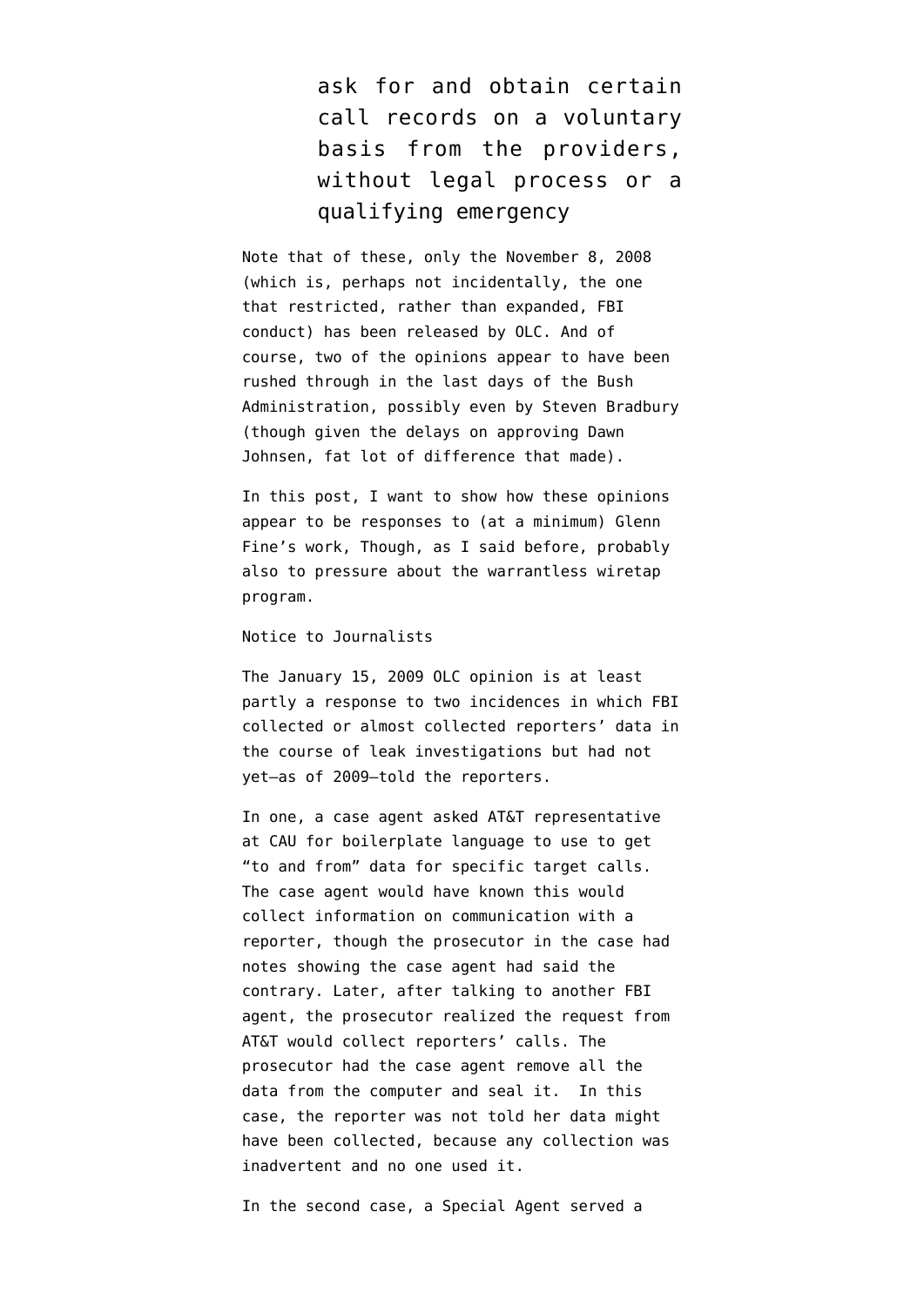> ask for and obtain certain call records on a voluntary basis from the providers, without legal process or a qualifying emergency

Note that of these, only the November 8, 2008 (which is, perhaps not incidentally, the one that restricted, rather than expanded, FBI conduct) has been released by OLC. And of course, two of the opinions appear to have been rushed through in the last days of the Bush Administration, possibly even by Steven Bradbury (though given the delays on approving Dawn Johnsen, fat lot of difference that made).

In this post, I want to show how these opinions appear to be responses to (at a minimum) Glenn Fine's work, Though, as I said before, probably also to pressure about the warrantless wiretap program.

Notice to Journalists

The January 15, 2009 OLC opinion is at least partly a response to two incidences in which FBI collected or almost collected reporters' data in the course of leak investigations but had not yet—as of 2009—told the reporters.

In one, a case agent asked AT&T representative at CAU for boilerplate language to use to get "to and from" data for specific target calls. The case agent would have known this would collect information on communication with a reporter, though the prosecutor in the case had notes showing the case agent had said the contrary. Later, after talking to another FBI agent, the prosecutor realized the request from AT&T would collect reporters' calls. The prosecutor had the case agent remove all the data from the computer and seal it. In this case, the reporter was not told her data might have been collected, because any collection was inadvertent and no one used it.

In the second case, a Special Agent served a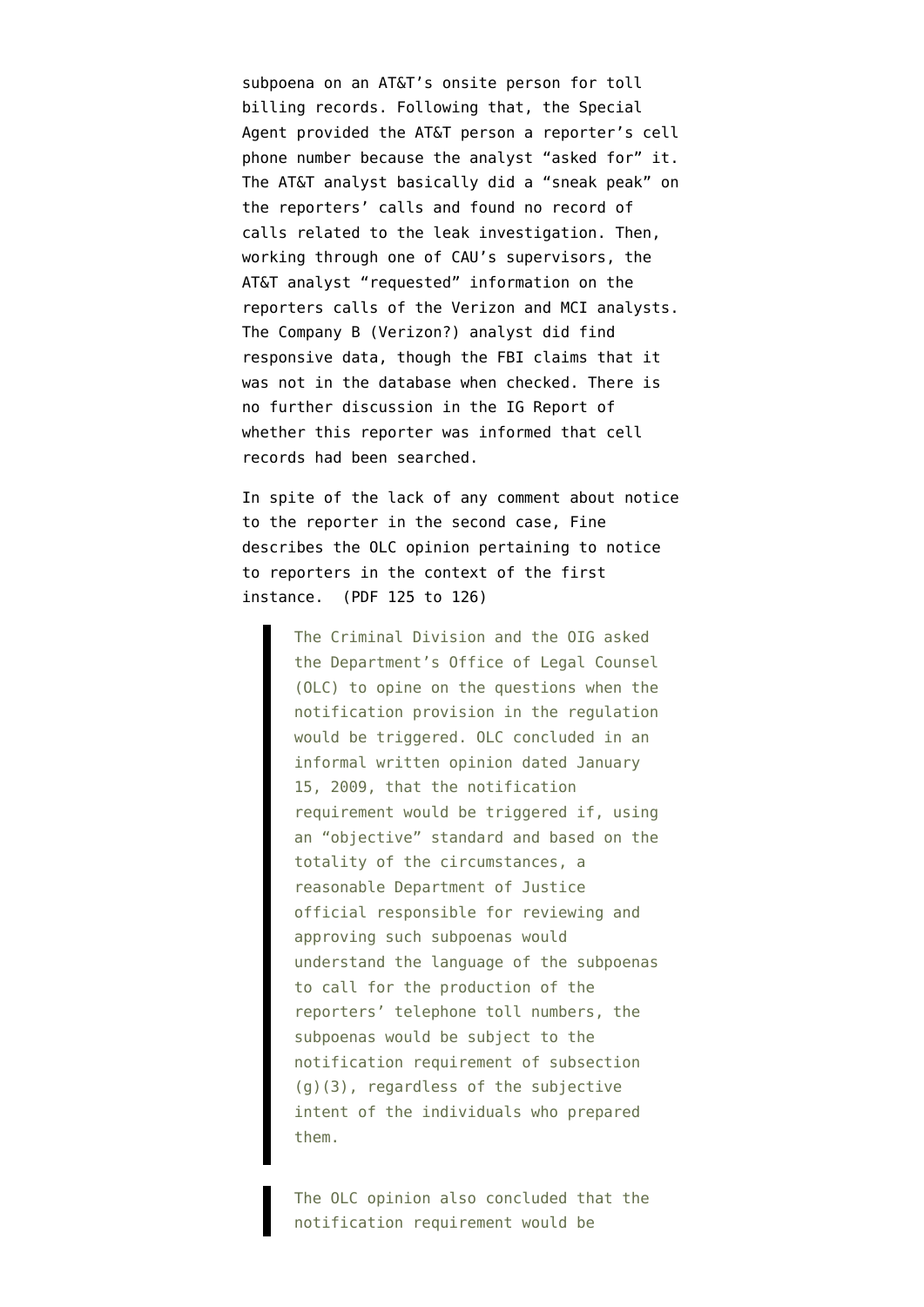subpoena on an AT&T's onsite person for toll billing records. Following that, the Special Agent provided the AT&T person a reporter's cell phone number because the analyst "asked for" it. The AT&T analyst basically did a "sneak peak" on the reporters' calls and found no record of calls related to the leak investigation. Then, working through one of CAU's supervisors, the AT&T analyst "requested" information on the reporters calls of the Verizon and MCI analysts. The Company B (Verizon?) analyst did find responsive data, though the FBI claims that it was not in the database when checked. There is no further discussion in the IG Report of whether this reporter was informed that cell records had been searched.

In spite of the lack of any comment about notice to the reporter in the second case, Fine describes the OLC opinion pertaining to notice to reporters in the context of the first instance. (PDF 125 to 126)

> The Criminal Division and the OIG asked the Department's Office of Legal Counsel (OLC) to opine on the questions when the notification provision in the regulation would be triggered. OLC concluded in an informal written opinion dated January 15, 2009, that the notification requirement would be triggered if, using an "objective" standard and based on the totality of the circumstances, a reasonable Department of Justice official responsible for reviewing and approving such subpoenas would understand the language of the subpoenas to call for the production of the reporters' telephone toll numbers, the subpoenas would be subject to the notification requirement of subsection (g)(3), regardless of the subjective intent of the individuals who prepared them.

> The OLC opinion also concluded that the notification requirement would be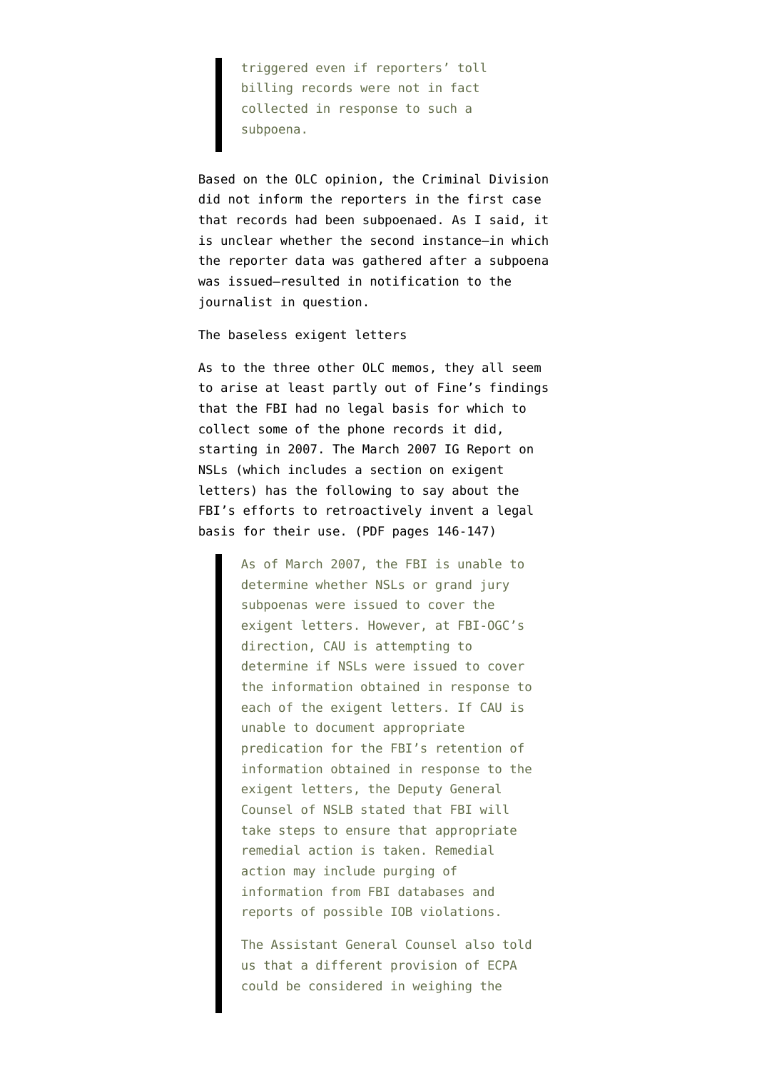> triggered even if reporters' toll billing records were not in fact collected in response to such a subpoena.

Based on the OLC opinion, the Criminal Division did not inform the reporters in the first case that records had been subpoenaed. As I said, it is unclear whether the second instance–in which the reporter data was gathered after a subpoena was issued–resulted in notification to the journalist in question.

The baseless exigent letters

As to the three other OLC memos, they all seem to arise at least partly out of Fine's findings that the FBI had no legal basis for which to collect some of the phone records it did, starting in 2007. The March 2007 IG Report on NSLs (which includes a section on exigent letters) has the following to say about the FBI's efforts to retroactively invent a legal basis for their use. (PDF pages 146-147)

> As of March 2007, the FBI is unable to determine whether NSLs or grand jury subpoenas were issued to cover the exigent letters. However, at FBI-OGC's direction, CAU is attempting to determine if NSLs were issued to cover the information obtained in response to each of the exigent letters. If CAU is unable to document appropriate predication for the FBI's retention of information obtained in response to the exigent letters, the Deputy General Counsel of NSLB stated that FBI will take steps to ensure that appropriate remedial action is taken. Remedial action may include purging of information from FBI databases and reports of possible IOB violations.
>
> The Assistant General Counsel also told us that a different provision of ECPA could be considered in weighing the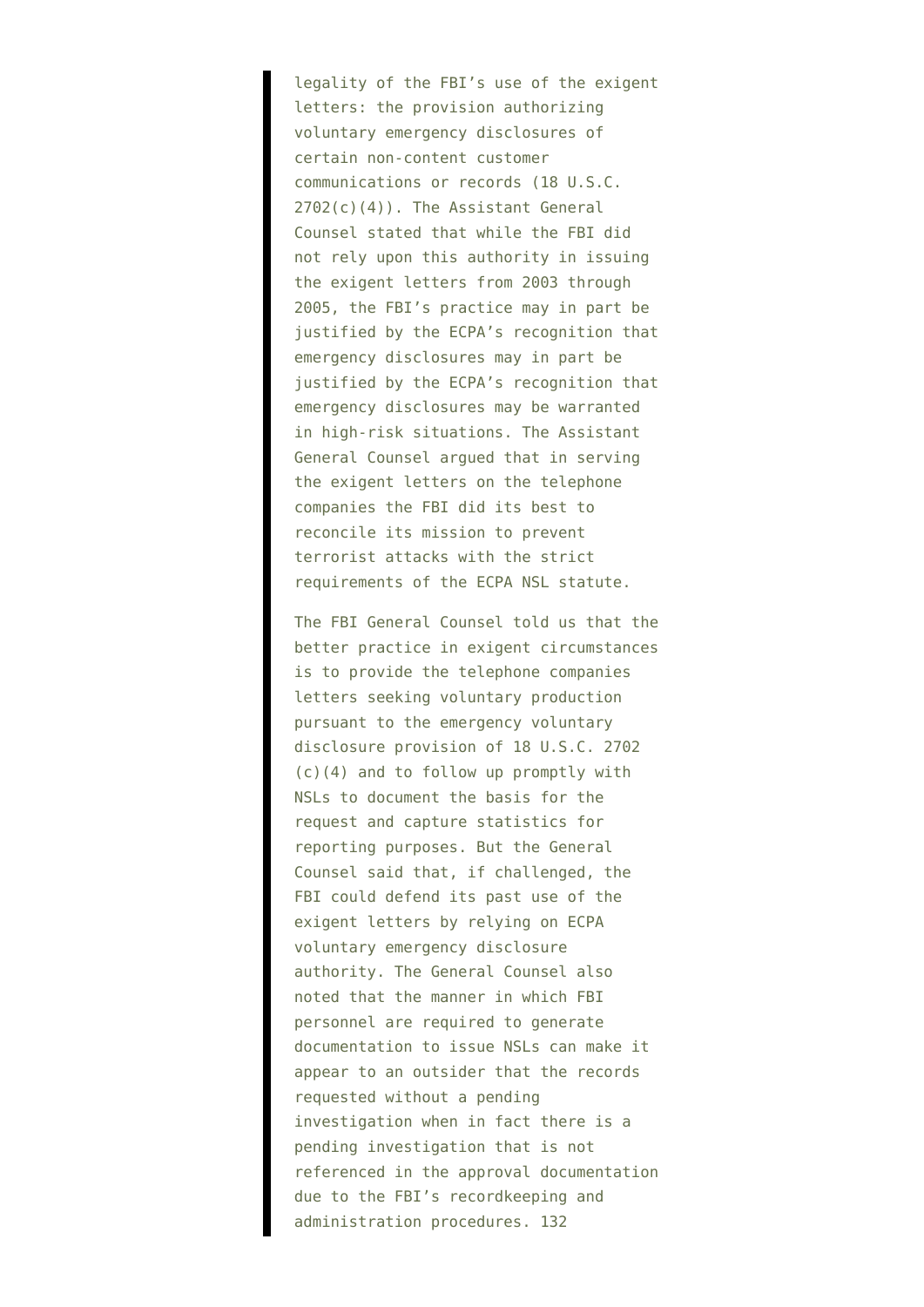> legality of the FBI's use of the exigent letters: the provision authorizing voluntary emergency disclosures of certain non-content customer communications or records (18 U.S.C. 2702(c)(4)). The Assistant General Counsel stated that while the FBI did not rely upon this authority in issuing the exigent letters from 2003 through 2005, the FBI's practice may in part be justified by the ECPA's recognition that emergency disclosures may in part be justified by the ECPA's recognition that emergency disclosures may be warranted in high-risk situations. The Assistant General Counsel argued that in serving the exigent letters on the telephone companies the FBI did its best to reconcile its mission to prevent terrorist attacks with the strict requirements of the ECPA NSL statute.
>
> The FBI General Counsel told us that the better practice in exigent circumstances is to provide the telephone companies letters seeking voluntary production pursuant to the emergency voluntary disclosure provision of 18 U.S.C. 2702 (c)(4) and to follow up promptly with NSLs to document the basis for the request and capture statistics for reporting purposes. But the General Counsel said that, if challenged, the FBI could defend its past use of the exigent letters by relying on ECPA voluntary emergency disclosure authority. The General Counsel also noted that the manner in which FBI personnel are required to generate documentation to issue NSLs can make it appear to an outsider that the records requested without a pending investigation when in fact there is a pending investigation that is not referenced in the approval documentation due to the FBI's recordkeeping and administration procedures. 132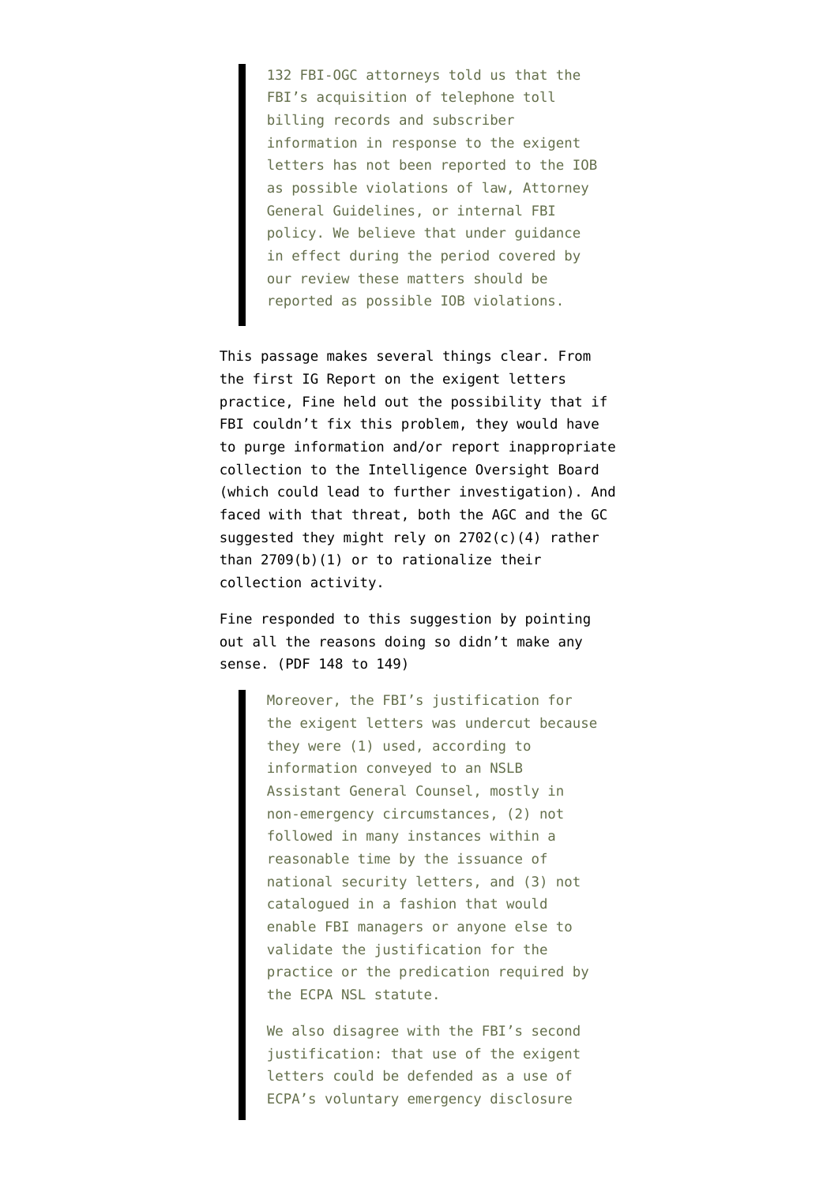> 132 FBI-OGC attorneys told us that the FBI's acquisition of telephone toll billing records and subscriber information in response to the exigent letters has not been reported to the IOB as possible violations of law, Attorney General Guidelines, or internal FBI policy. We believe that under guidance in effect during the period covered by our review these matters should be reported as possible IOB violations.

This passage makes several things clear. From the first IG Report on the exigent letters practice, Fine held out the possibility that if FBI couldn't fix this problem, they would have to purge information and/or report inappropriate collection to the Intelligence Oversight Board (which could lead to further investigation). And faced with that threat, both the AGC and the GC suggested they might rely on 2702(c)(4) rather than 2709(b)(1) or to rationalize their collection activity.

Fine responded to this suggestion by pointing out all the reasons doing so didn't make any sense. (PDF 148 to 149)

> Moreover, the FBI's justification for the exigent letters was undercut because they were (1) used, according to information conveyed to an NSLB Assistant General Counsel, mostly in non-emergency circumstances, (2) not followed in many instances within a reasonable time by the issuance of national security letters, and (3) not catalogued in a fashion that would enable FBI managers or anyone else to validate the justification for the practice or the predication required by the ECPA NSL statute.
>
> We also disagree with the FBI's second justification: that use of the exigent letters could be defended as a use of ECPA's voluntary emergency disclosure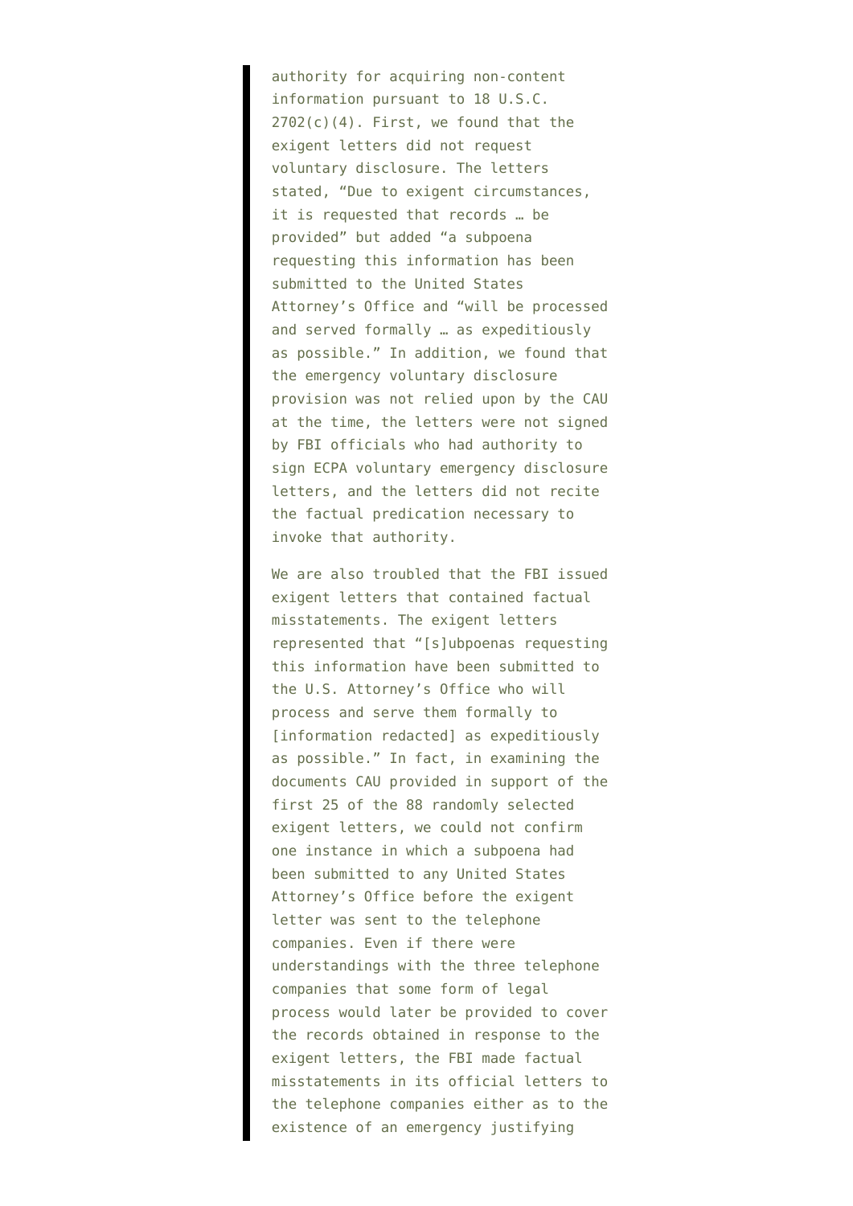authority for acquiring non-content information pursuant to 18 U.S.C. 2702(c)(4). First, we found that the exigent letters did not request voluntary disclosure. The letters stated, "Due to exigent circumstances, it is requested that records … be provided" but added "a subpoena requesting this information has been submitted to the United States Attorney's Office and "will be processed and served formally … as expeditiously as possible." In addition, we found that the emergency voluntary disclosure provision was not relied upon by the CAU at the time, the letters were not signed by FBI officials who had authority to sign ECPA voluntary emergency disclosure letters, and the letters did not recite the factual predication necessary to invoke that authority.

We are also troubled that the FBI issued exigent letters that contained factual misstatements. The exigent letters represented that "[s]ubpoenas requesting this information have been submitted to the U.S. Attorney's Office who will process and serve them formally to [information redacted] as expeditiously as possible." In fact, in examining the documents CAU provided in support of the first 25 of the 88 randomly selected exigent letters, we could not confirm one instance in which a subpoena had been submitted to any United States Attorney's Office before the exigent letter was sent to the telephone companies. Even if there were understandings with the three telephone companies that some form of legal process would later be provided to cover the records obtained in response to the exigent letters, the FBI made factual misstatements in its official letters to the telephone companies either as to the existence of an emergency justifying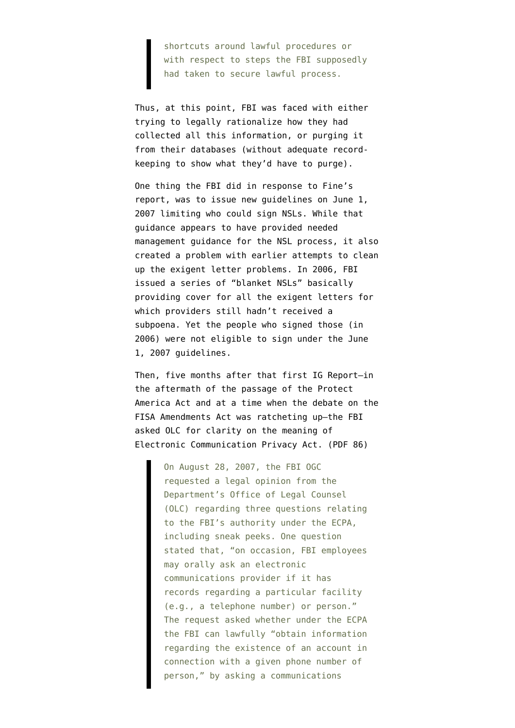> shortcuts around lawful procedures or with respect to steps the FBI supposedly had taken to secure lawful process.

Thus, at this point, FBI was faced with either trying to legally rationalize how they had collected all this information, or purging it from their databases (without adequate record-keeping to show what they'd have to purge).

One thing the FBI did in response to Fine's report, was to issue new guidelines on June 1, 2007 limiting who could sign NSLs. While that guidance appears to have provided needed management guidance for the NSL process, it also created a problem with earlier attempts to clean up the exigent letter problems. In 2006, FBI issued a series of "blanket NSLs" basically providing cover for all the exigent letters for which providers still hadn't received a subpoena. Yet the people who signed those (in 2006) were not eligible to sign under the June 1, 2007 guidelines.

Then, five months after that first IG Report—in the aftermath of the passage of the Protect America Act and at a time when the debate on the FISA Amendments Act was ratcheting up—the FBI asked OLC for clarity on the meaning of Electronic Communication Privacy Act. (PDF 86)

> On August 28, 2007, the FBI OGC requested a legal opinion from the Department's Office of Legal Counsel (OLC) regarding three questions relating to the FBI's authority under the ECPA, including sneak peeks. One question stated that, "on occasion, FBI employees may orally ask an electronic communications provider if it has records regarding a particular facility (e.g., a telephone number) or person." The request asked whether under the ECPA the FBI can lawfully "obtain information regarding the existence of an account in connection with a given phone number of person," by asking a communications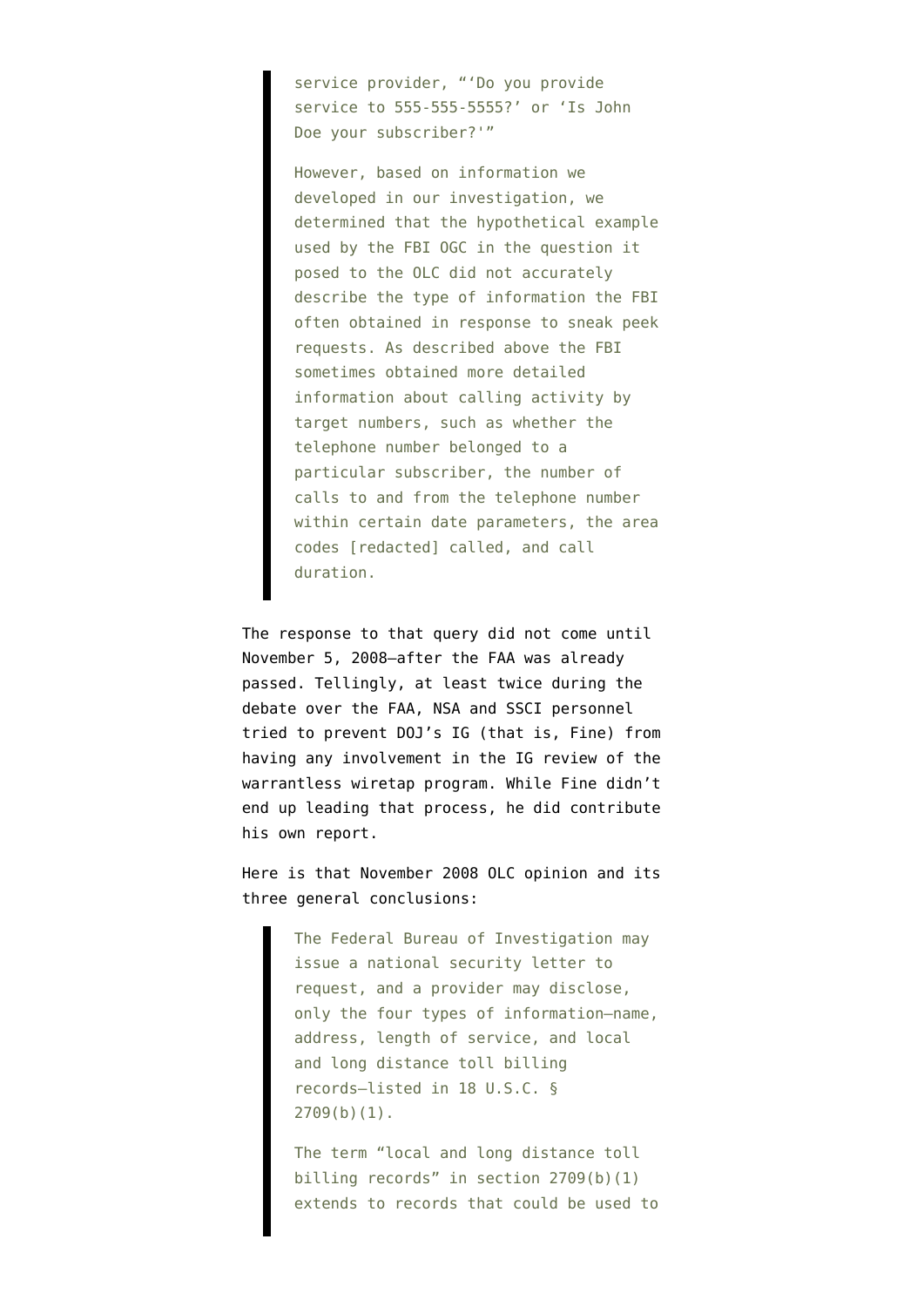> service provider, "'Do you provide service to 555-555-5555?' or 'Is John Doe your subscriber?'"
>
> However, based on information we developed in our investigation, we determined that the hypothetical example used by the FBI OGC in the question it posed to the OLC did not accurately describe the type of information the FBI often obtained in response to sneak peek requests. As described above the FBI sometimes obtained more detailed information about calling activity by target numbers, such as whether the telephone number belonged to a particular subscriber, the number of calls to and from the telephone number within certain date parameters, the area codes [redacted] called, and call duration.

The response to that query did not come until November 5, 2008—after the FAA was already passed. Tellingly, at least twice during the debate over the FAA, NSA and SSCI personnel tried to prevent DOJ's IG (that is, Fine) from having any involvement in the IG review of the warrantless wiretap program. While Fine didn't end up leading that process, he did contribute his own report.

Here is that November 2008 OLC opinion and its three general conclusions:

> The Federal Bureau of Investigation may issue a national security letter to request, and a provider may disclose, only the four types of information—name, address, length of service, and local and long distance toll billing records—listed in 18 U.S.C. § 2709(b)(1).
>
> The term "local and long distance toll billing records" in section 2709(b)(1) extends to records that could be used to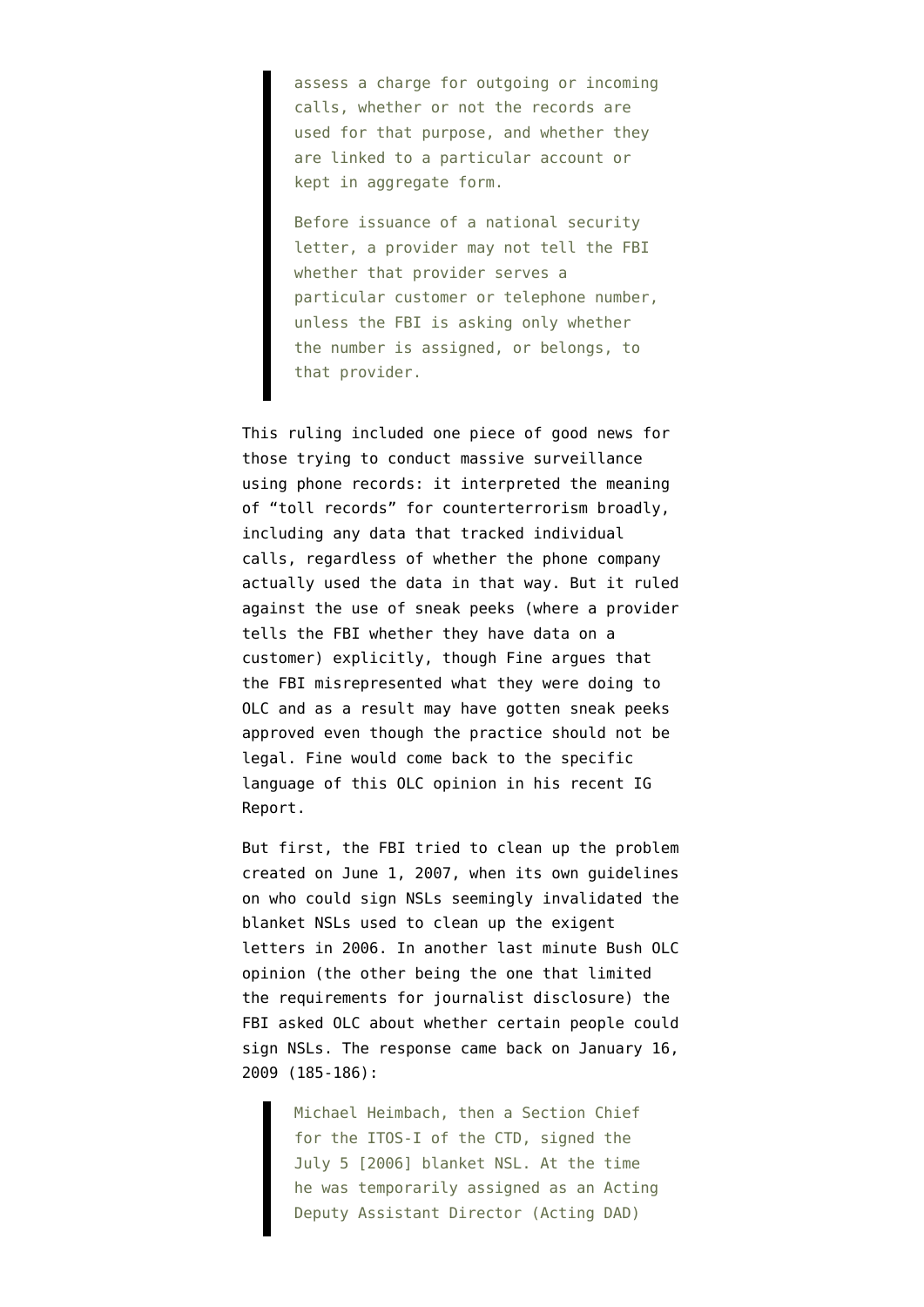> assess a charge for outgoing or incoming calls, whether or not the records are used for that purpose, and whether they are linked to a particular account or kept in aggregate form.
>
> Before issuance of a national security letter, a provider may not tell the FBI whether that provider serves a particular customer or telephone number, unless the FBI is asking only whether the number is assigned, or belongs, to that provider.

This ruling included one piece of good news for those trying to conduct massive surveillance using phone records: it interpreted the meaning of "toll records" for counterterrorism broadly, including any data that tracked individual calls, regardless of whether the phone company actually used the data in that way. But it ruled against the use of sneak peeks (where a provider tells the FBI whether they have data on a customer) explicitly, though Fine argues that the FBI misrepresented what they were doing to OLC and as a result may have gotten sneak peeks approved even though the practice should not be legal. Fine would come back to the specific language of this OLC opinion in his recent IG Report.

But first, the FBI tried to clean up the problem created on June 1, 2007, when its own guidelines on who could sign NSLs seemingly invalidated the blanket NSLs used to clean up the exigent letters in 2006. In another last minute Bush OLC opinion (the other being the one that limited the requirements for journalist disclosure) the FBI asked OLC about whether certain people could sign NSLs. The response came back on January 16, 2009 (185-186):

> Michael Heimbach, then a Section Chief for the ITOS-I of the CTD, signed the July 5 [2006] blanket NSL. At the time he was temporarily assigned as an Acting Deputy Assistant Director (Acting DAD)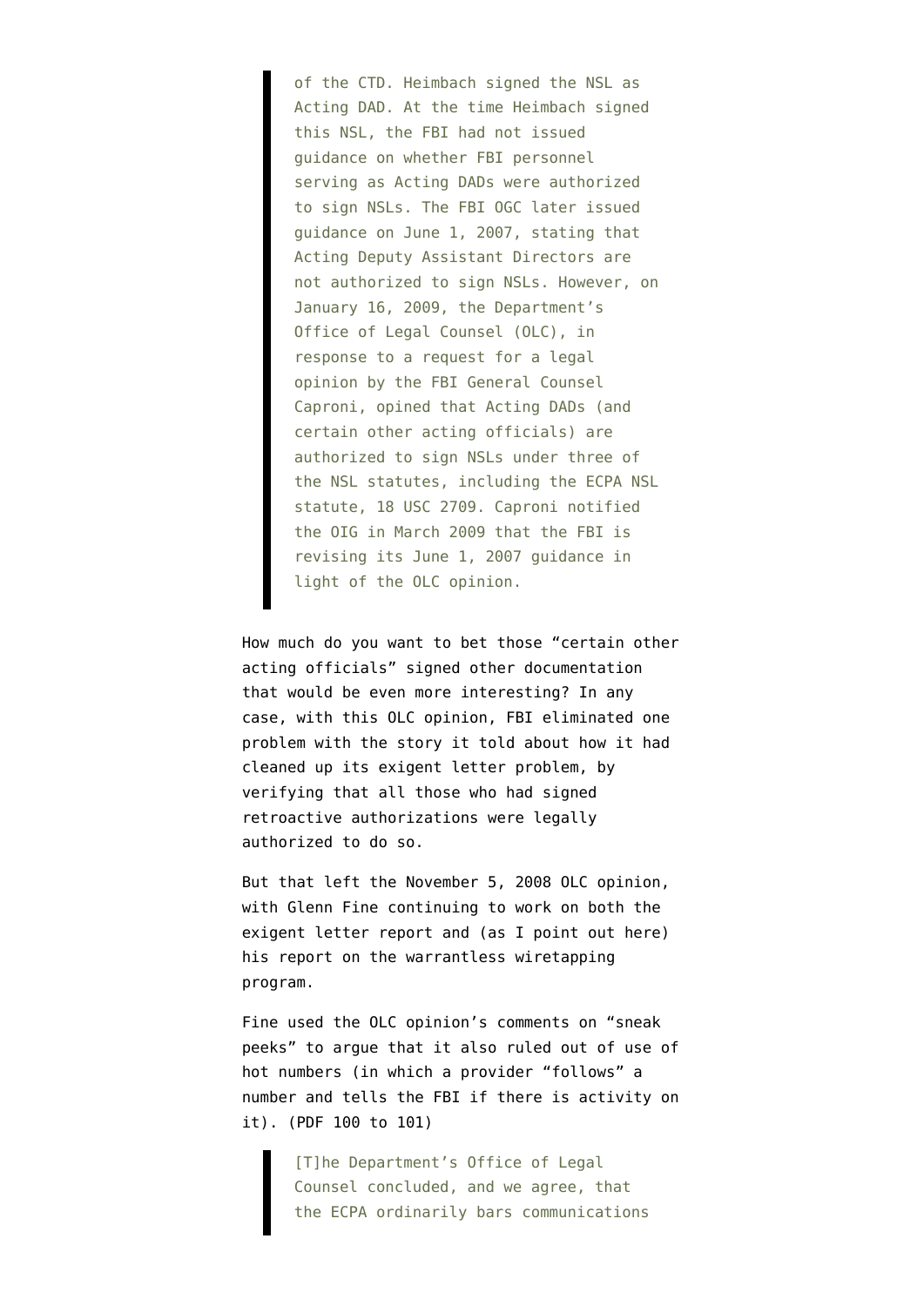> of the CTD. Heimbach signed the NSL as Acting DAD. At the time Heimbach signed this NSL, the FBI had not issued guidance on whether FBI personnel serving as Acting DADs were authorized to sign NSLs. The FBI OGC later issued guidance on June 1, 2007, stating that Acting Deputy Assistant Directors are not authorized to sign NSLs. However, on January 16, 2009, the Department's Office of Legal Counsel (OLC), in response to a request for a legal opinion by the FBI General Counsel Caproni, opined that Acting DADs (and certain other acting officials) are authorized to sign NSLs under three of the NSL statutes, including the ECPA NSL statute, 18 USC 2709. Caproni notified the OIG in March 2009 that the FBI is revising its June 1, 2007 guidance in light of the OLC opinion.

How much do you want to bet those "certain other acting officials" signed other documentation that would be even more interesting? In any case, with this OLC opinion, FBI eliminated one problem with the story it told about how it had cleaned up its exigent letter problem, by verifying that all those who had signed retroactive authorizations were legally authorized to do so.

But that left the November 5, 2008 OLC opinion, with Glenn Fine continuing to work on both the exigent letter report and (as I point out here) his report on the warrantless wiretapping program.

Fine used the OLC opinion's comments on "sneak peeks" to argue that it also ruled out of use of hot numbers (in which a provider "follows" a number and tells the FBI if there is activity on it). (PDF 100 to 101)

> [T]he Department's Office of Legal Counsel concluded, and we agree, that the ECPA ordinarily bars communications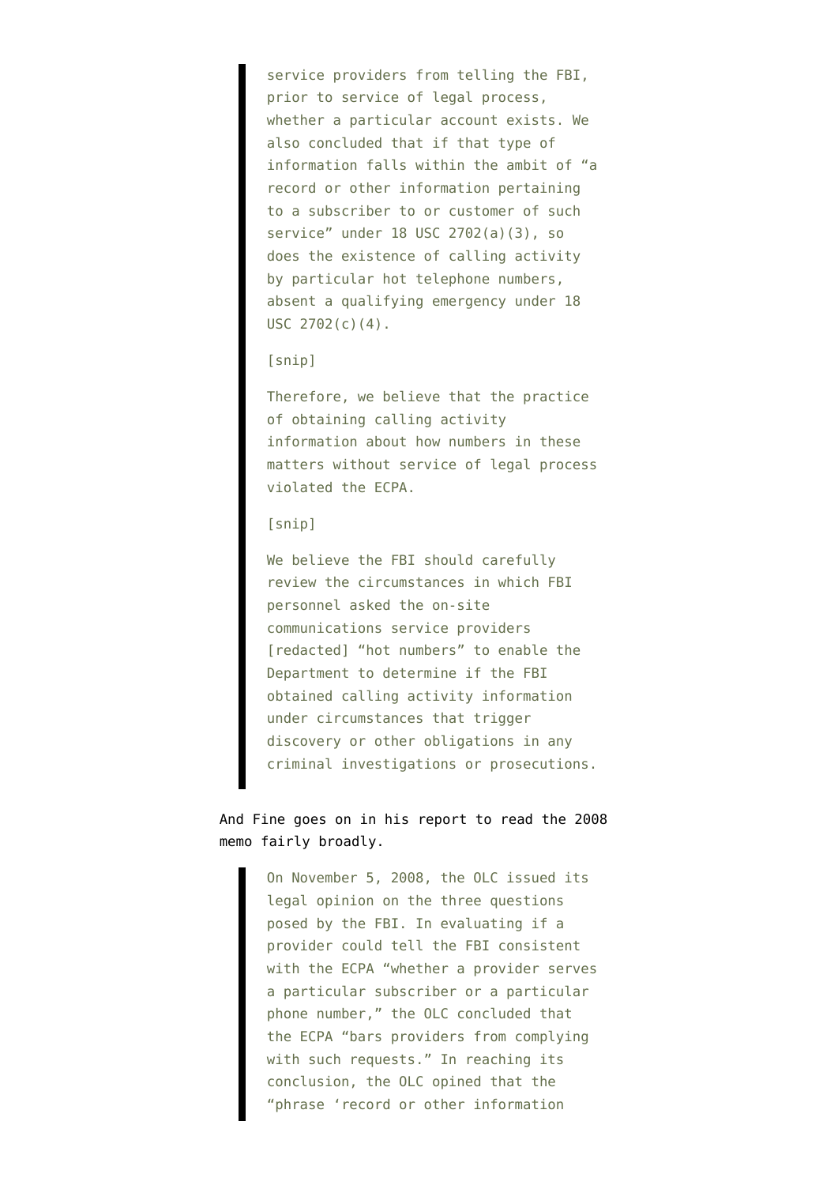> service providers from telling the FBI, prior to service of legal process, whether a particular account exists. We also concluded that if that type of information falls within the ambit of "a record or other information pertaining to a subscriber to or customer of such service" under 18 USC 2702(a)(3), so does the existence of calling activity by particular hot telephone numbers, absent a qualifying emergency under 18 USC 2702(c)(4).
>
> [snip]
>
> Therefore, we believe that the practice of obtaining calling activity information about how numbers in these matters without service of legal process violated the ECPA.
>
> [snip]
>
> We believe the FBI should carefully review the circumstances in which FBI personnel asked the on-site communications service providers [redacted] "hot numbers" to enable the Department to determine if the FBI obtained calling activity information under circumstances that trigger discovery or other obligations in any criminal investigations or prosecutions.

And Fine goes on in his report to read the 2008 memo fairly broadly.

> On November 5, 2008, the OLC issued its legal opinion on the three questions posed by the FBI. In evaluating if a provider could tell the FBI consistent with the ECPA "whether a provider serves a particular subscriber or a particular phone number," the OLC concluded that the ECPA "bars providers from complying with such requests." In reaching its conclusion, the OLC opined that the "phrase 'record or other information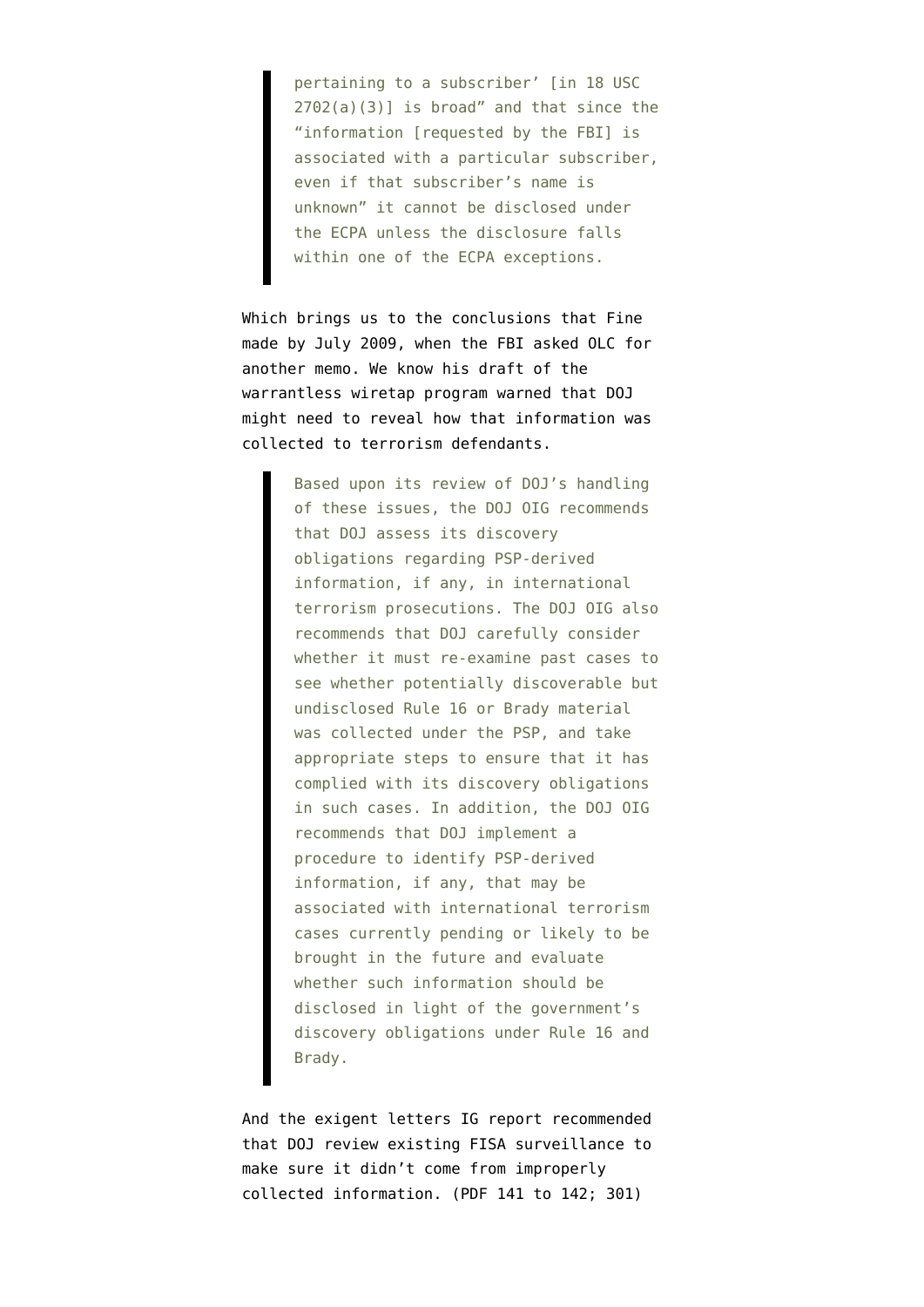> pertaining to a subscriber' [in 18 USC 2702(a)(3)] is broad" and that since the "information [requested by the FBI] is associated with a particular subscriber, even if that subscriber's name is unknown" it cannot be disclosed under the ECPA unless the disclosure falls within one of the ECPA exceptions.

Which brings us to the conclusions that Fine made by July 2009, when the FBI asked OLC for another memo. We know his draft of the warrantless wiretap program warned that DOJ might need to reveal how that information was collected to terrorism defendants.

> Based upon its review of DOJ's handling of these issues, the DOJ OIG recommends that DOJ assess its discovery obligations regarding PSP-derived information, if any, in international terrorism prosecutions. The DOJ OIG also recommends that DOJ carefully consider whether it must re-examine past cases to see whether potentially discoverable but undisclosed Rule 16 or Brady material was collected under the PSP, and take appropriate steps to ensure that it has complied with its discovery obligations in such cases. In addition, the DOJ OIG recommends that DOJ implement a procedure to identify PSP-derived information, if any, that may be associated with international terrorism cases currently pending or likely to be brought in the future and evaluate whether such information should be disclosed in light of the government's discovery obligations under Rule 16 and Brady.

And the exigent letters IG report recommended that DOJ review existing FISA surveillance to make sure it didn't come from improperly collected information. (PDF 141 to 142; 301)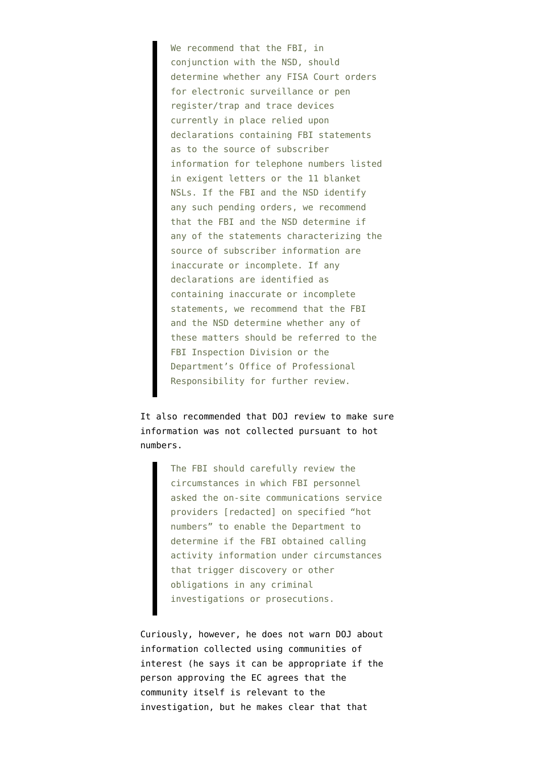> We recommend that the FBI, in conjunction with the NSD, should determine whether any FISA Court orders for electronic surveillance or pen register/trap and trace devices currently in place relied upon declarations containing FBI statements as to the source of subscriber information for telephone numbers listed in exigent letters or the 11 blanket NSLs. If the FBI and the NSD identify any such pending orders, we recommend that the FBI and the NSD determine if any of the statements characterizing the source of subscriber information are inaccurate or incomplete. If any declarations are identified as containing inaccurate or incomplete statements, we recommend that the FBI and the NSD determine whether any of these matters should be referred to the FBI Inspection Division or the Department's Office of Professional Responsibility for further review.

It also recommended that DOJ review to make sure information was not collected pursuant to hot numbers.

> The FBI should carefully review the circumstances in which FBI personnel asked the on-site communications service providers [redacted] on specified "hot numbers" to enable the Department to determine if the FBI obtained calling activity information under circumstances that trigger discovery or other obligations in any criminal investigations or prosecutions.

Curiously, however, he does not warn DOJ about information collected using communities of interest (he says it can be appropriate if the person approving the EC agrees that the community itself is relevant to the investigation, but he makes clear that that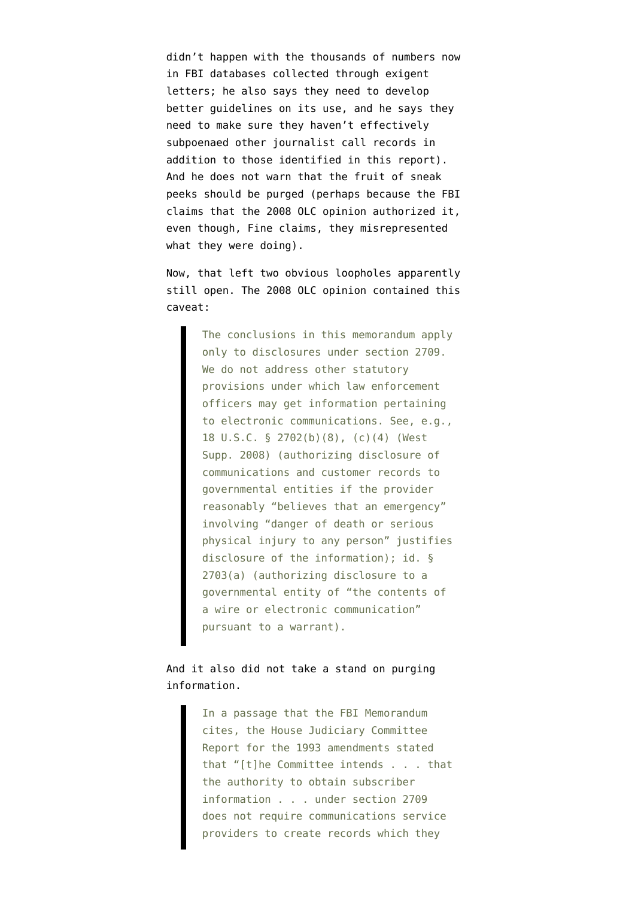didn't happen with the thousands of numbers now in FBI databases collected through exigent letters; he also says they need to develop better guidelines on its use, and he says they need to make sure they haven't effectively subpoenaed other journalist call records in addition to those identified in this report). And he does not warn that the fruit of sneak peeks should be purged (perhaps because the FBI claims that the 2008 OLC opinion authorized it, even though, Fine claims, they misrepresented what they were doing).

Now, that left two obvious loopholes apparently still open. The 2008 OLC opinion contained this caveat:

> The conclusions in this memorandum apply only to disclosures under section 2709. We do not address other statutory provisions under which law enforcement officers may get information pertaining to electronic communications. See, e.g., 18 U.S.C. § 2702(b)(8), (c)(4) (West Supp. 2008) (authorizing disclosure of communications and customer records to governmental entities if the provider reasonably "believes that an emergency" involving "danger of death or serious physical injury to any person" justifies disclosure of the information); id. § 2703(a) (authorizing disclosure to a governmental entity of "the contents of a wire or electronic communication" pursuant to a warrant).

And it also did not take a stand on purging information.

> In a passage that the FBI Memorandum cites, the House Judiciary Committee Report for the 1993 amendments stated that "[t]he Committee intends . . . that the authority to obtain subscriber information . . . under section 2709 does not require communications service providers to create records which they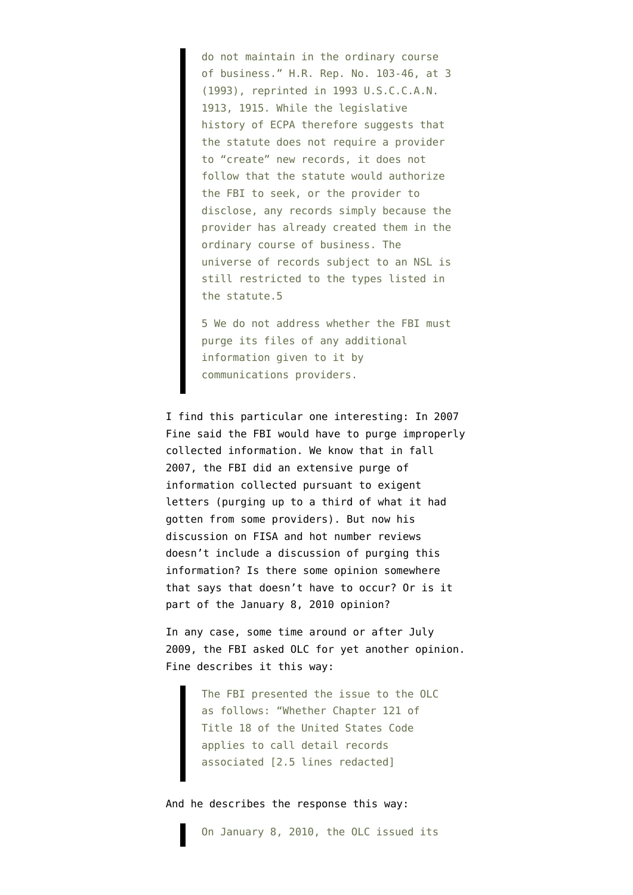> do not maintain in the ordinary course of business." H.R. Rep. No. 103-46, at 3 (1993), reprinted in 1993 U.S.C.C.A.N. 1913, 1915. While the legislative history of ECPA therefore suggests that the statute does not require a provider to "create" new records, it does not follow that the statute would authorize the FBI to seek, or the provider to disclose, any records simply because the provider has already created them in the ordinary course of business. The universe of records subject to an NSL is still restricted to the types listed in the statute.5
>
> 5 We do not address whether the FBI must purge its files of any additional information given to it by communications providers.

I find this particular one interesting: In 2007 Fine said the FBI would have to purge improperly collected information. We know that in fall 2007, the FBI did an extensive purge of information collected pursuant to exigent letters (purging up to a third of what it had gotten from some providers). But now his discussion on FISA and hot number reviews doesn't include a discussion of purging this information? Is there some opinion somewhere that says that doesn't have to occur? Or is it part of the January 8, 2010 opinion?

In any case, some time around or after July 2009, the FBI asked OLC for yet another opinion. Fine describes it this way:

> The FBI presented the issue to the OLC as follows: "Whether Chapter 121 of Title 18 of the United States Code applies to call detail records associated [2.5 lines redacted]

And he describes the response this way:

> On January 8, 2010, the OLC issued its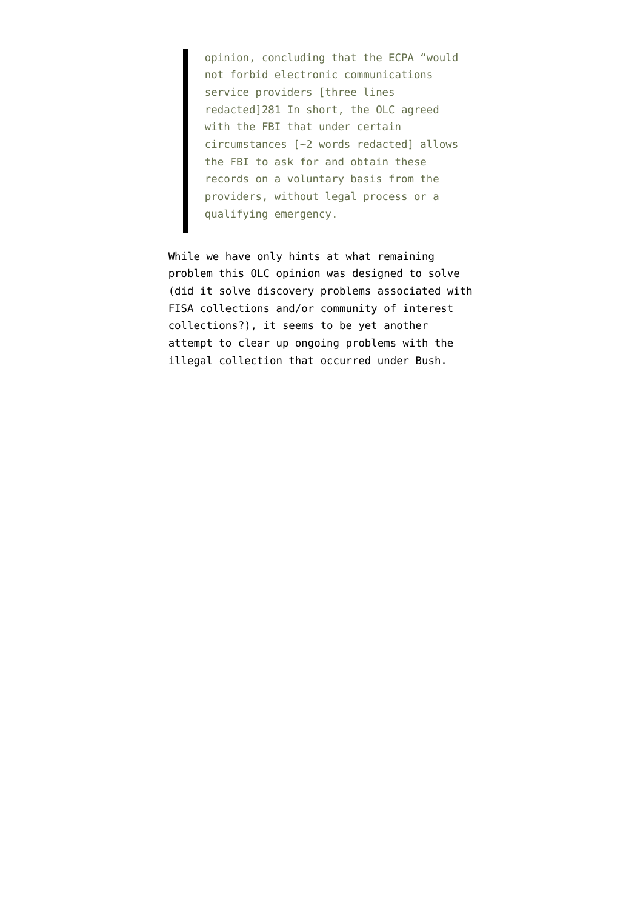> opinion, concluding that the ECPA "would not forbid electronic communications service providers [three lines redacted]281 In short, the OLC agreed with the FBI that under certain circumstances [~2 words redacted] allows the FBI to ask for and obtain these records on a voluntary basis from the providers, without legal process or a qualifying emergency.

While we have only hints at what remaining problem this OLC opinion was designed to solve (did it solve discovery problems associated with FISA collections and/or community of interest collections?), it seems to be yet another attempt to clear up ongoing problems with the illegal collection that occurred under Bush.